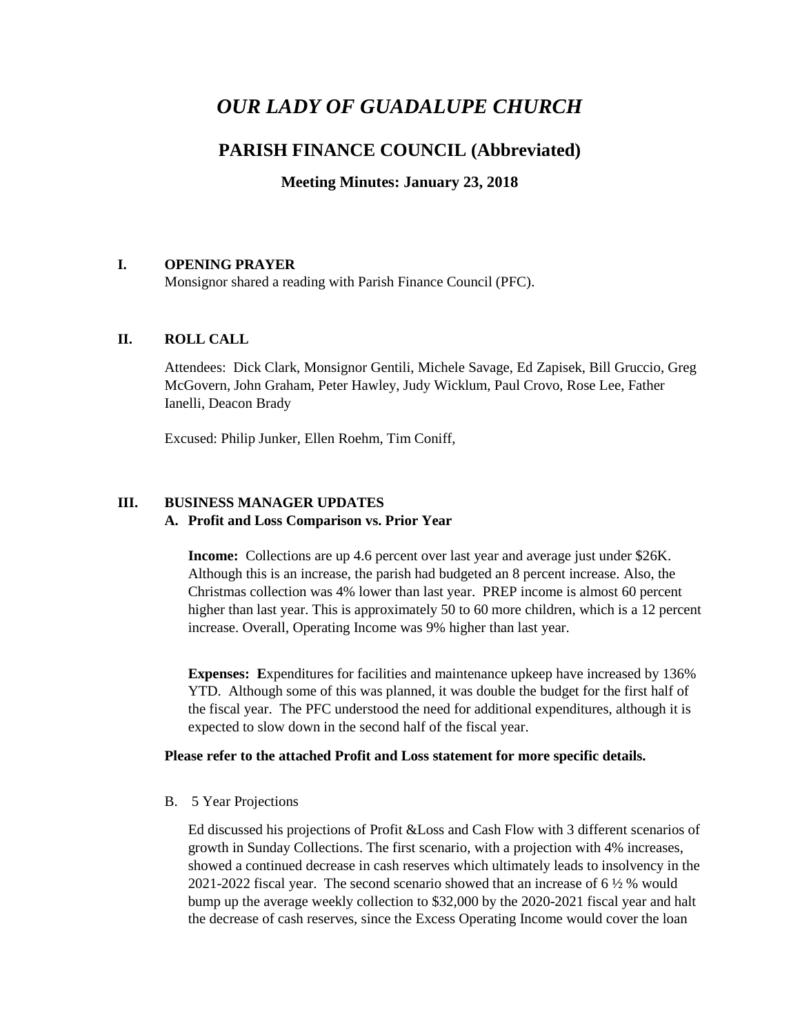# *OUR LADY OF GUADALUPE CHURCH*

## PARISH FINANCE COUNCIL (Abbreviated)

### Meeting Minutes: January 23, 2018

**I. OPENING PRAYER**

Monsignor shared a reading with Parish Finance Council (PFC).

**II. ROLL CALL**

Attendees: Dick Clark, Monsignor Gentili, Michele Savage, Ed Zapisek, Bill Gruccio, Greg McGovern, John Graham, Peter Hawley, Judy Wicklum, Paul Crovo, Rose Lee, Father Ianelli, Deacon Brady

Excused: Philip Junker, Ellen Roehm, Tim Coniff,

**III. BUSINESS MANAGER UPDATES**

**A. Profit and Loss Comparison vs. Prior Year**

**Income:** Collections are up 4.6 percent over last year and average just under $26K. Although this is an increase, the parish had budgeted an 8 percent increase. Also, the Christmas collection was 4% lower than last year. PREP income is almost 60 percent higher than last year. This is approximately 50 to 60 more children, which is a 12 percent increase. Overall, Operating Income was 9% higher than last year.

**Expenses: E**xpenditures for facilities and maintenance upkeep have increased by 136% YTD. Although some of this was planned, it was double the budget for the first half of the fiscal year. The PFC understood the need for additional expenditures, although it is expected to slow down in the second half of the fiscal year.

**Please refer to the attached Profit and Loss statement for more specific details.**

B. 5 Year Projections

Ed discussed his projections of Profit &Loss and Cash Flow with 3 different scenarios of growth in Sunday Collections. The first scenario, with a projection with 4% increases, showed a continued decrease in cash reserves which ultimately leads to insolvency in the 2021-2022 fiscal year. The second scenario showed that an increase of 6 ½ % would bump up the average weekly collection to $32,000 by the 2020-2021 fiscal year and halt the decrease of cash reserves, since the Excess Operating Income would cover the loan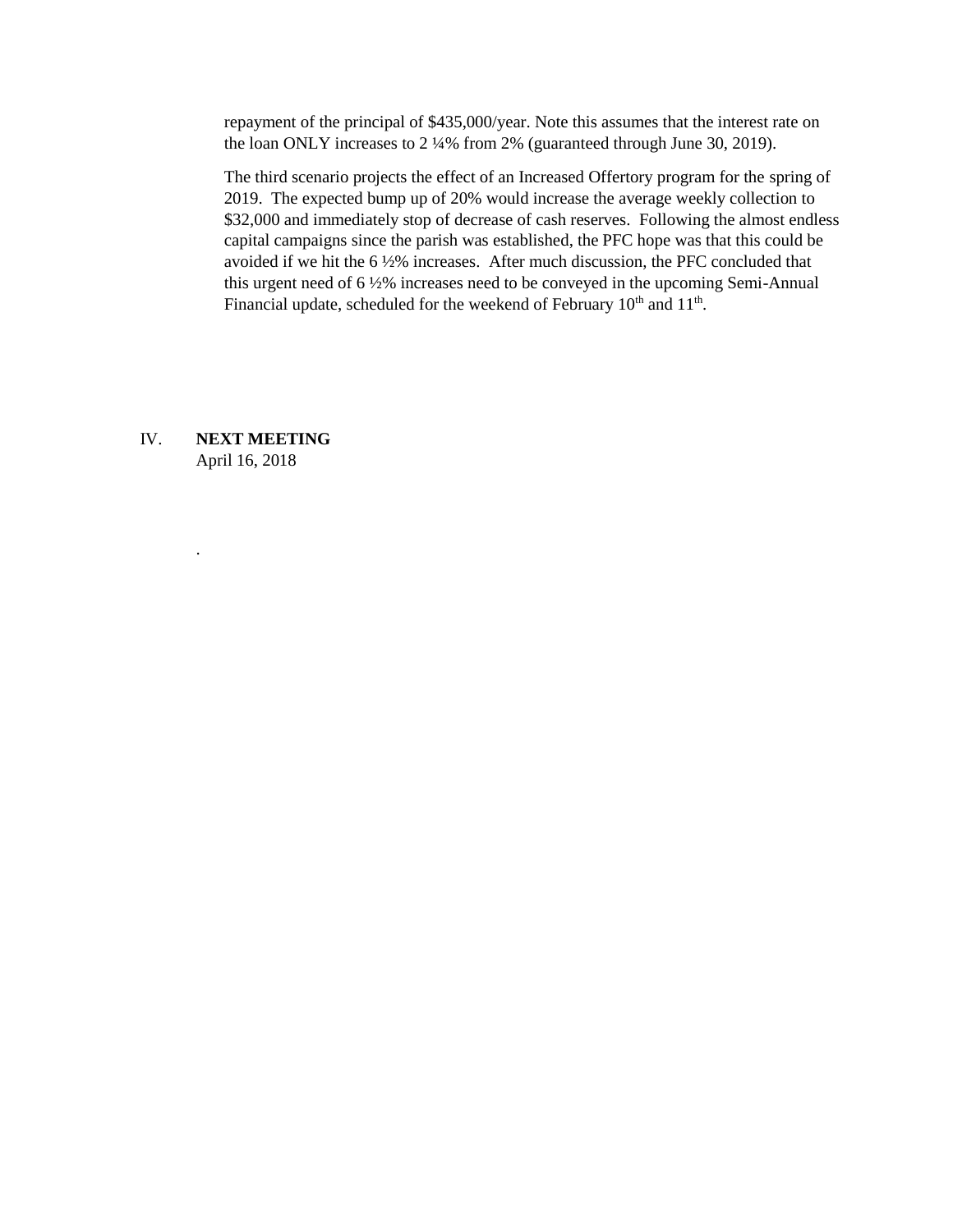repayment of the principal of $435,000/year. Note this assumes that the interest rate on the loan ONLY increases to 2 ¼% from 2% (guaranteed through June 30, 2019).

The third scenario projects the effect of an Increased Offertory program for the spring of 2019. The expected bump up of 20% would increase the average weekly collection to $32,000 and immediately stop of decrease of cash reserves. Following the almost endless capital campaigns since the parish was established, the PFC hope was that this could be avoided if we hit the 6 ½% increases. After much discussion, the PFC concluded that this urgent need of 6 ½% increases need to be conveyed in the upcoming Semi-Annual Financial update, scheduled for the weekend of February 10th and 11th.

## IV. NEXT MEETING

April 16, 2018

.